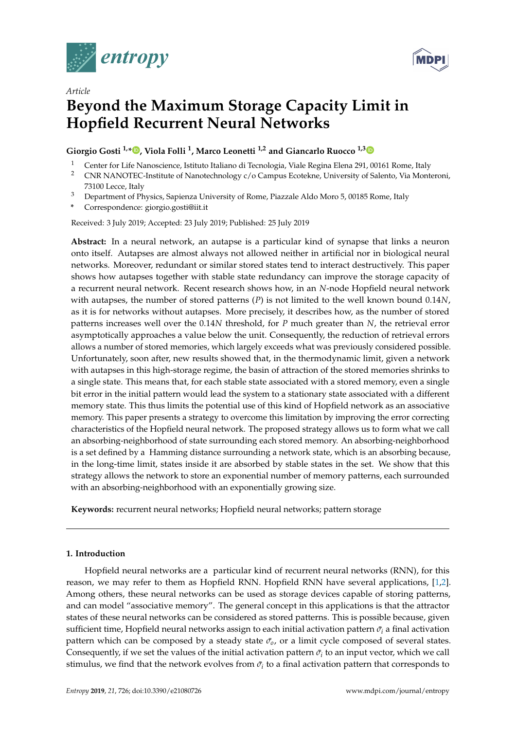*entropy*

Article

# Beyond the Maximum Storage Capacity Limit in Hopfield Recurrent Neural Networks

**Giorgio Gosti [1,*], Viola Folli [1], Marco Leonetti [1,2] and Giancarlo Ruocco [1,3]**

[1] Center for Life Nanoscience, Istituto Italiano di Tecnologia, Viale Regina Elena 291, 00161 Rome, Italy
[2] CNR NANOTEC-Institute of Nanotechnology c/o Campus Ecotekne, University of Salento, Via Monteroni, 73100 Lecce, Italy
[3] Department of Physics, Sapienza University of Rome, Piazzale Aldo Moro 5, 00185 Rome, Italy
\* Correspondence: giorgio.gosti@iit.it

Received: 3 July 2019; Accepted: 23 July 2019; Published: 25 July 2019

**Abstract:** In a neural network, an autapse is a particular kind of synapse that links a neuron onto itself. Autapses are almost always not allowed neither in artificial nor in biological neural networks. Moreover, redundant or similar stored states tend to interact destructively. This paper shows how autapses together with stable state redundancy can improve the storage capacity of a recurrent neural network. Recent research shows how, in an $N$-node Hopfield neural network with autapses, the number of stored patterns ($P$) is not limited to the well known bound $0.14N$, as it is for networks without autapses. More precisely, it describes how, as the number of stored patterns increases well over the $0.14N$ threshold, for $P$ much greater than $N$, the retrieval error asymptotically approaches a value below the unit. Consequently, the reduction of retrieval errors allows a number of stored memories, which largely exceeds what was previously considered possible. Unfortunately, soon after, new results showed that, in the thermodynamic limit, given a network with autapses in this high-storage regime, the basin of attraction of the stored memories shrinks to a single state. This means that, for each stable state associated with a stored memory, even a single bit error in the initial pattern would lead the system to a stationary state associated with a different memory state. This thus limits the potential use of this kind of Hopfield network as an associative memory. This paper presents a strategy to overcome this limitation by improving the error correcting characteristics of the Hopfield neural network. The proposed strategy allows us to form what we call an absorbing-neighborhood of state surrounding each stored memory. An absorbing-neighborhood is a set defined by a Hamming distance surrounding a network state, which is an absorbing because, in the long-time limit, states inside it are absorbed by stable states in the set. We show that this strategy allows the network to store an exponential number of memory patterns, each surrounded with an absorbing-neighborhood with an exponentially growing size.

**Keywords:** recurrent neural networks; Hopfield neural networks; pattern storage

## 1. Introduction

Hopfield neural networks are a particular kind of recurrent neural networks (RNN), for this reason, we may refer to them as Hopfield RNN. Hopfield RNN have several applications, [1,2]. Among others, these neural networks can be used as storage devices capable of storing patterns, and can model "associative memory". The general concept in this applications is that the attractor states of these neural networks can be considered as stored patterns. This is possible because, given sufficient time, Hopfield neural networks assign to each initial activation pattern $\vec{\sigma}_i$ a final activation pattern which can be composed by a steady state $\vec{\sigma}_o$, or a limit cycle composed of several states. Consequently, if we set the values of the initial activation pattern $\vec{\sigma}_i$ to an input vector, which we call stimulus, we find that the network evolves from $\vec{\sigma}_i$ to a final activation pattern that corresponds to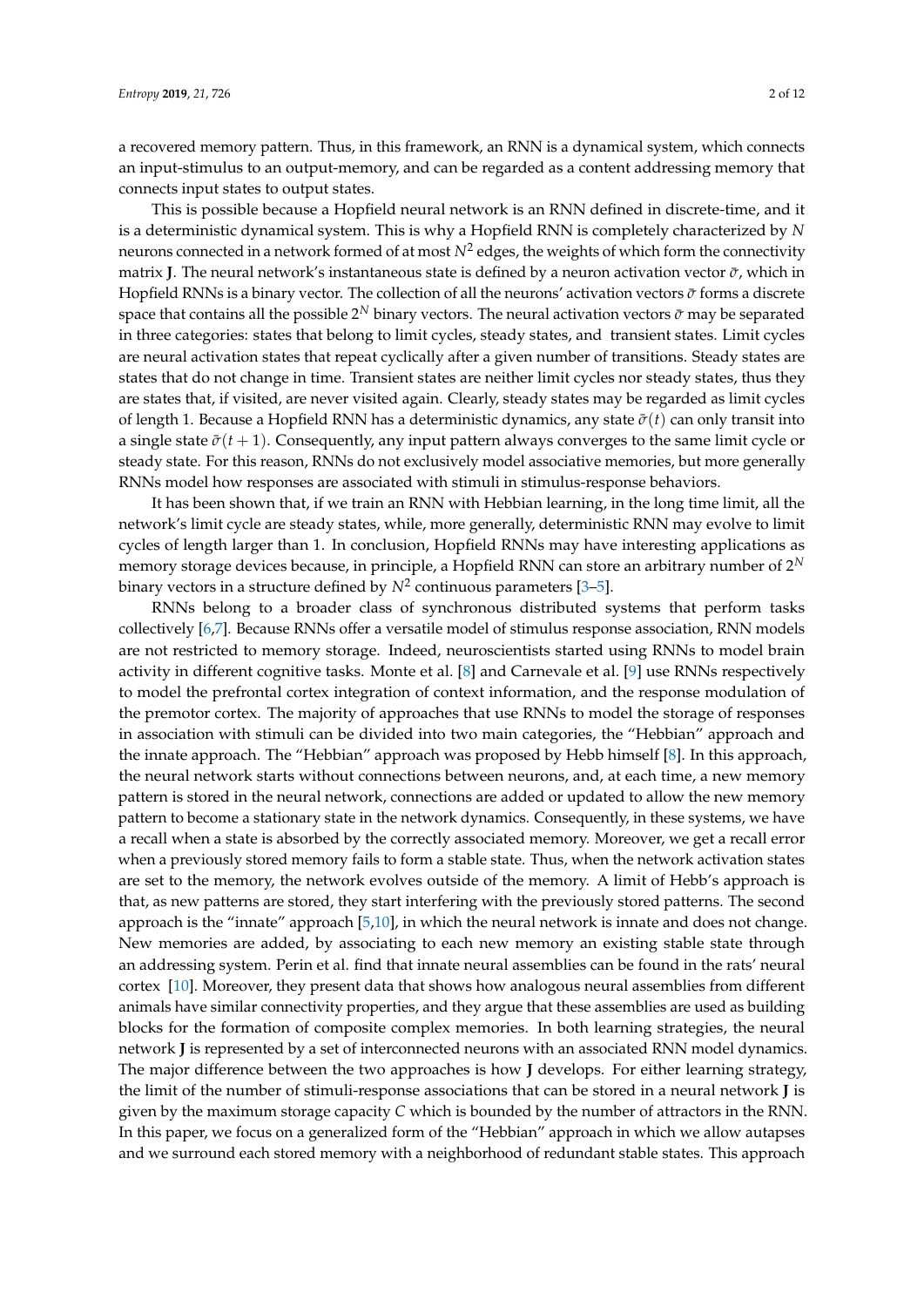a recovered memory pattern. Thus, in this framework, an RNN is a dynamical system, which connects an input-stimulus to an output-memory, and can be regarded as a content addressing memory that connects input states to output states.

This is possible because a Hopfield neural network is an RNN defined in discrete-time, and it is a deterministic dynamical system. This is why a Hopfield RNN is completely characterized by $N$ neurons connected in a network formed of at most $N^2$ edges, the weights of which form the connectivity matrix $\mathbf{J}$. The neural network's instantaneous state is defined by a neuron activation vector $\bar{\sigma}$, which in Hopfield RNNs is a binary vector. The collection of all the neurons' activation vectors $\bar{\sigma}$ forms a discrete space that contains all the possible $2^N$ binary vectors. The neural activation vectors $\bar{\sigma}$ may be separated in three categories: states that belong to limit cycles, steady states, and transient states. Limit cycles are neural activation states that repeat cyclically after a given number of transitions. Steady states are states that do not change in time. Transient states are neither limit cycles nor steady states, thus they are states that, if visited, are never visited again. Clearly, steady states may be regarded as limit cycles of length 1. Because a Hopfield RNN has a deterministic dynamics, any state $\bar{\sigma}(t)$ can only transit into a single state $\bar{\sigma}(t+1)$. Consequently, any input pattern always converges to the same limit cycle or steady state. For this reason, RNNs do not exclusively model associative memories, but more generally RNNs model how responses are associated with stimuli in stimulus-response behaviors.

It has been shown that, if we train an RNN with Hebbian learning, in the long time limit, all the network's limit cycle are steady states, while, more generally, deterministic RNN may evolve to limit cycles of length larger than 1. In conclusion, Hopfield RNNs may have interesting applications as memory storage devices because, in principle, a Hopfield RNN can store an arbitrary number of $2^N$ binary vectors in a structure defined by $N^2$ continuous parameters [3–5].

RNNs belong to a broader class of synchronous distributed systems that perform tasks collectively [6,7]. Because RNNs offer a versatile model of stimulus response association, RNN models are not restricted to memory storage. Indeed, neuroscientists started using RNNs to model brain activity in different cognitive tasks. Monte et al. [8] and Carnevale et al. [9] use RNNs respectively to model the prefrontal cortex integration of context information, and the response modulation of the premotor cortex. The majority of approaches that use RNNs to model the storage of responses in association with stimuli can be divided into two main categories, the "Hebbian" approach and the innate approach. The "Hebbian" approach was proposed by Hebb himself [8]. In this approach, the neural network starts without connections between neurons, and, at each time, a new memory pattern is stored in the neural network, connections are added or updated to allow the new memory pattern to become a stationary state in the network dynamics. Consequently, in these systems, we have a recall when a state is absorbed by the correctly associated memory. Moreover, we get a recall error when a previously stored memory fails to form a stable state. Thus, when the network activation states are set to the memory, the network evolves outside of the memory. A limit of Hebb's approach is that, as new patterns are stored, they start interfering with the previously stored patterns. The second approach is the "innate" approach [5,10], in which the neural network is innate and does not change. New memories are added, by associating to each new memory an existing stable state through an addressing system. Perin et al. find that innate neural assemblies can be found in the rats' neural cortex [10]. Moreover, they present data that shows how analogous neural assemblies from different animals have similar connectivity properties, and they argue that these assemblies are used as building blocks for the formation of composite complex memories. In both learning strategies, the neural network $\mathbf{J}$ is represented by a set of interconnected neurons with an associated RNN model dynamics. The major difference between the two approaches is how $\mathbf{J}$ develops. For either learning strategy, the limit of the number of stimuli-response associations that can be stored in a neural network $\mathbf{J}$ is given by the maximum storage capacity $C$ which is bounded by the number of attractors in the RNN. In this paper, we focus on a generalized form of the "Hebbian" approach in which we allow autapses and we surround each stored memory with a neighborhood of redundant stable states. This approach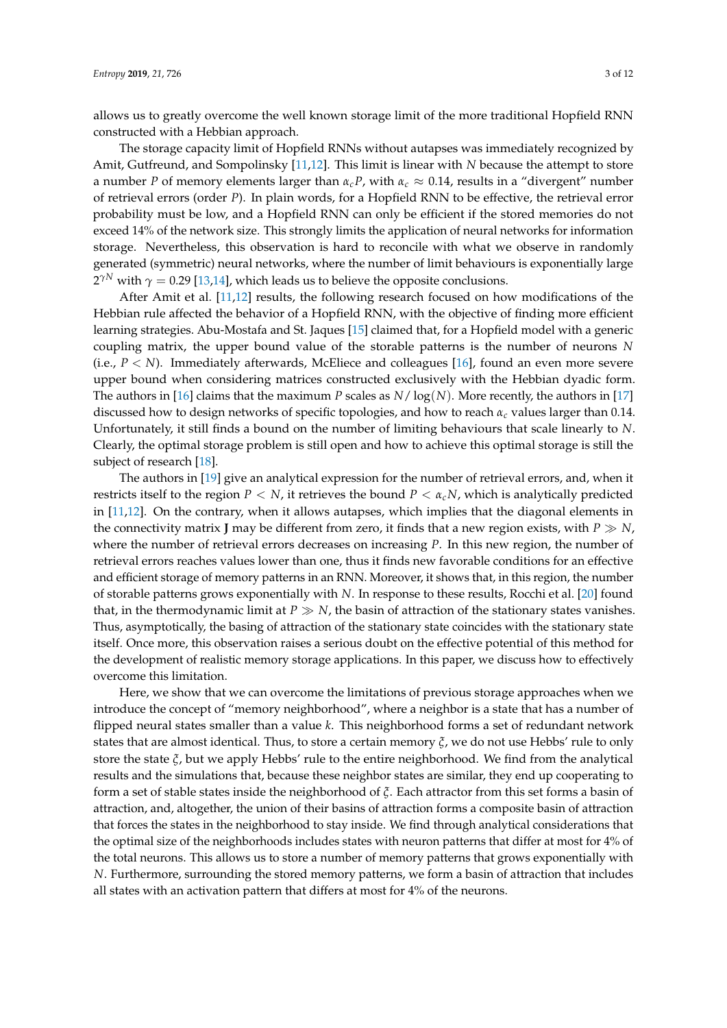allows us to greatly overcome the well known storage limit of the more traditional Hopfield RNN constructed with a Hebbian approach.

The storage capacity limit of Hopfield RNNs without autapses was immediately recognized by Amit, Gutfreund, and Sompolinsky [11,12]. This limit is linear with $N$ because the attempt to store a number $P$ of memory elements larger than $\alpha_c P$, with $\alpha_c \approx 0.14$, results in a "divergent" number of retrieval errors (order $P$). In plain words, for a Hopfield RNN to be effective, the retrieval error probability must be low, and a Hopfield RNN can only be efficient if the stored memories do not exceed 14% of the network size. This strongly limits the application of neural networks for information storage. Nevertheless, this observation is hard to reconcile with what we observe in randomly generated (symmetric) neural networks, where the number of limit behaviours is exponentially large $2^{\gamma N}$ with $\gamma = 0.29$ [13,14], which leads us to believe the opposite conclusions.

After Amit et al. [11,12] results, the following research focused on how modifications of the Hebbian rule affected the behavior of a Hopfield RNN, with the objective of finding more efficient learning strategies. Abu-Mostafa and St. Jaques [15] claimed that, for a Hopfield model with a generic coupling matrix, the upper bound value of the storable patterns is the number of neurons $N$ (i.e., $P < N$). Immediately afterwards, McEliece and colleagues [16], found an even more severe upper bound when considering matrices constructed exclusively with the Hebbian dyadic form. The authors in [16] claims that the maximum $P$ scales as $N/\log(N)$. More recently, the authors in [17] discussed how to design networks of specific topologies, and how to reach $\alpha_c$ values larger than 0.14. Unfortunately, it still finds a bound on the number of limiting behaviours that scale linearly to $N$. Clearly, the optimal storage problem is still open and how to achieve this optimal storage is still the subject of research [18].

The authors in [19] give an analytical expression for the number of retrieval errors, and, when it restricts itself to the region $P < N$, it retrieves the bound $P < \alpha_c N$, which is analytically predicted in [11,12]. On the contrary, when it allows autapses, which implies that the diagonal elements in the connectivity matrix $\mathbf{J}$ may be different from zero, it finds that a new region exists, with $P \gg N$, where the number of retrieval errors decreases on increasing $P$. In this new region, the number of retrieval errors reaches values lower than one, thus it finds new favorable conditions for an effective and efficient storage of memory patterns in an RNN. Moreover, it shows that, in this region, the number of storable patterns grows exponentially with $N$. In response to these results, Rocchi et al. [20] found that, in the thermodynamic limit at $P \gg N$, the basin of attraction of the stationary states vanishes. Thus, asymptotically, the basing of attraction of the stationary state coincides with the stationary state itself. Once more, this observation raises a serious doubt on the effective potential of this method for the development of realistic memory storage applications. In this paper, we discuss how to effectively overcome this limitation.

Here, we show that we can overcome the limitations of previous storage approaches when we introduce the concept of "memory neighborhood", where a neighbor is a state that has a number of flipped neural states smaller than a value $k$. This neighborhood forms a set of redundant network states that are almost identical. Thus, to store a certain memory $\xi$, we do not use Hebbs' rule to only store the state $\xi$, but we apply Hebbs' rule to the entire neighborhood. We find from the analytical results and the simulations that, because these neighbor states are similar, they end up cooperating to form a set of stable states inside the neighborhood of $\xi$. Each attractor from this set forms a basin of attraction, and, altogether, the union of their basins of attraction forms a composite basin of attraction that forces the states in the neighborhood to stay inside. We find through analytical considerations that the optimal size of the neighborhoods includes states with neuron patterns that differ at most for 4% of the total neurons. This allows us to store a number of memory patterns that grows exponentially with $N$. Furthermore, surrounding the stored memory patterns, we form a basin of attraction that includes all states with an activation pattern that differs at most for 4% of the neurons.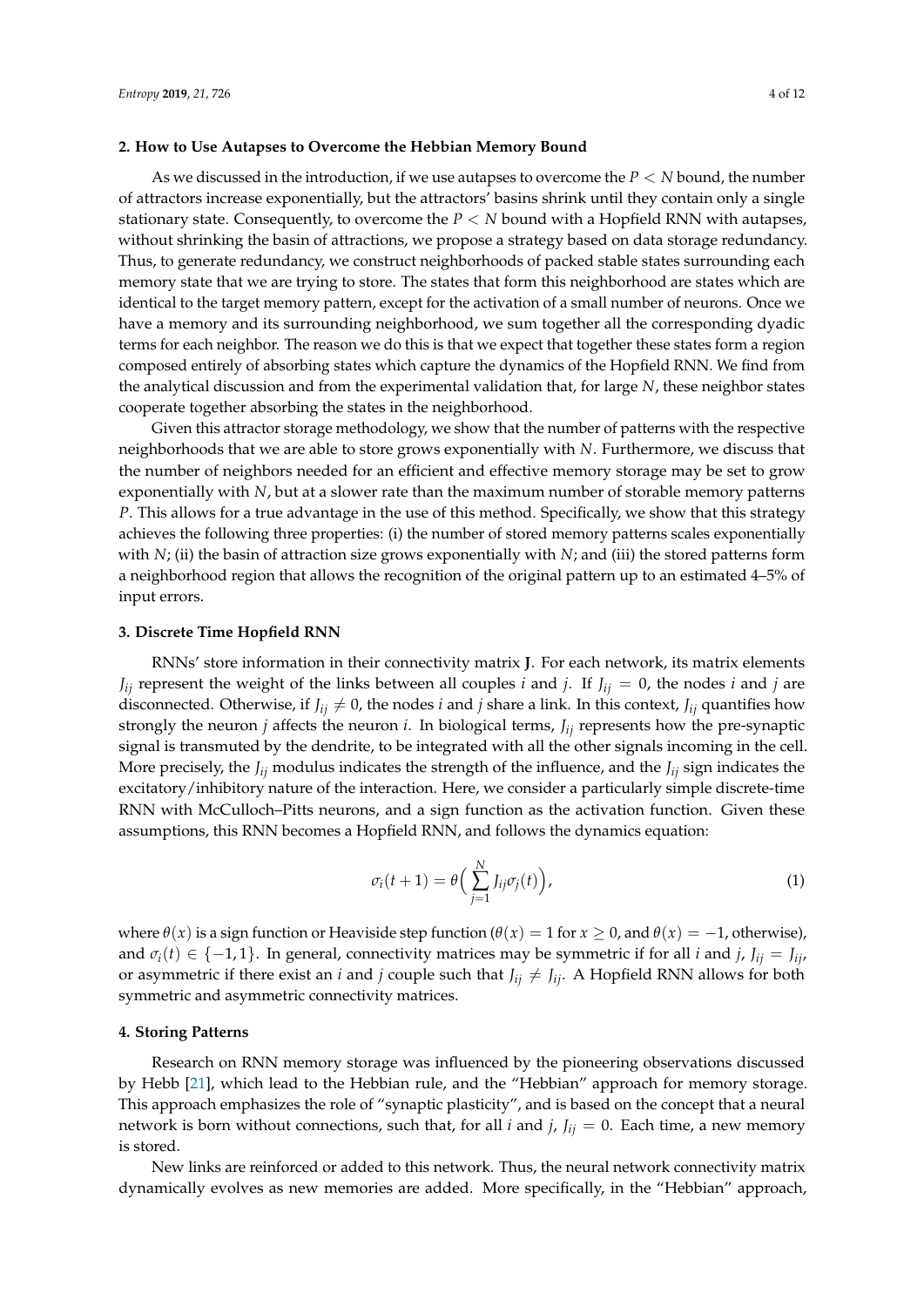## 2. How to Use Autapses to Overcome the Hebbian Memory Bound

As we discussed in the introduction, if we use autapses to overcome the $P < N$ bound, the number of attractors increase exponentially, but the attractors' basins shrink until they contain only a single stationary state. Consequently, to overcome the $P < N$ bound with a Hopfield RNN with autapses, without shrinking the basin of attractions, we propose a strategy based on data storage redundancy. Thus, to generate redundancy, we construct neighborhoods of packed stable states surrounding each memory state that we are trying to store. The states that form this neighborhood are states which are identical to the target memory pattern, except for the activation of a small number of neurons. Once we have a memory and its surrounding neighborhood, we sum together all the corresponding dyadic terms for each neighbor. The reason we do this is that we expect that together these states form a region composed entirely of absorbing states which capture the dynamics of the Hopfield RNN. We find from the analytical discussion and from the experimental validation that, for large $N$, these neighbor states cooperate together absorbing the states in the neighborhood.

Given this attractor storage methodology, we show that the number of patterns with the respective neighborhoods that we are able to store grows exponentially with $N$. Furthermore, we discuss that the number of neighbors needed for an efficient and effective memory storage may be set to grow exponentially with $N$, but at a slower rate than the maximum number of storable memory patterns $P$. This allows for a true advantage in the use of this method. Specifically, we show that this strategy achieves the following three properties: (i) the number of stored memory patterns scales exponentially with $N$; (ii) the basin of attraction size grows exponentially with $N$; and (iii) the stored patterns form a neighborhood region that allows the recognition of the original pattern up to an estimated 4–5% of input errors.

## 3. Discrete Time Hopfield RNN

RNNs' store information in their connectivity matrix $\mathbf{J}$. For each network, its matrix elements $J_{ij}$ represent the weight of the links between all couples $i$ and $j$. If $J_{ij} = 0$, the nodes $i$ and $j$ are disconnected. Otherwise, if $J_{ij} \neq 0$, the nodes $i$ and $j$ share a link. In this context, $J_{ij}$ quantifies how strongly the neuron $j$ affects the neuron $i$. In biological terms, $J_{ij}$ represents how the pre-synaptic signal is transmuted by the dendrite, to be integrated with all the other signals incoming in the cell. More precisely, the $J_{ij}$ modulus indicates the strength of the influence, and the $J_{ij}$ sign indicates the excitatory/inhibitory nature of the interaction. Here, we consider a particularly simple discrete-time RNN with McCulloch–Pitts neurons, and a sign function as the activation function. Given these assumptions, this RNN becomes a Hopfield RNN, and follows the dynamics equation:

$$\sigma_i(t+1) = \theta\Big(\sum_{j=1}^{N} J_{ij}\sigma_j(t)\Big), \tag{1}$$

where $\theta(x)$ is a sign function or Heaviside step function ($\theta(x) = 1$ for $x \geq 0$, and $\theta(x) = -1$, otherwise), and $\sigma_i(t) \in \{-1, 1\}$. In general, connectivity matrices may be symmetric if for all $i$ and $j$, $J_{ij} = J_{ij}$, or asymmetric if there exist an $i$ and $j$ couple such that $J_{ij} \neq J_{ij}$. A Hopfield RNN allows for both symmetric and asymmetric connectivity matrices.

## 4. Storing Patterns

Research on RNN memory storage was influenced by the pioneering observations discussed by Hebb [21], which lead to the Hebbian rule, and the "Hebbian" approach for memory storage. This approach emphasizes the role of "synaptic plasticity", and is based on the concept that a neural network is born without connections, such that, for all $i$ and $j$, $J_{ij} = 0$. Each time, a new memory is stored.

New links are reinforced or added to this network. Thus, the neural network connectivity matrix dynamically evolves as new memories are added. More specifically, in the "Hebbian" approach,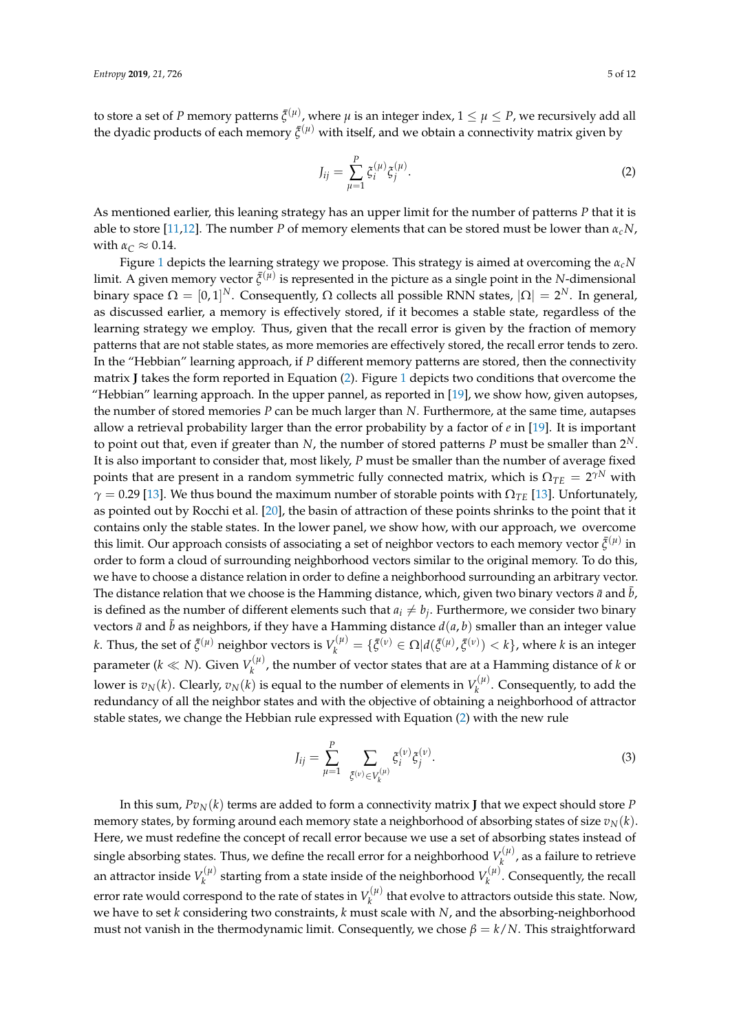to store a set of $P$ memory patterns $\bar{\xi}^{(\mu)}$, where $\mu$ is an integer index, $1 \leq \mu \leq P$, we recursively add all the dyadic products of each memory $\bar{\xi}^{(\mu)}$ with itself, and we obtain a connectivity matrix given by

$$J_{ij} = \sum_{\mu=1}^{P} \xi_i^{(\mu)} \xi_j^{(\mu)}. \tag{2}$$

As mentioned earlier, this leaning strategy has an upper limit for the number of patterns $P$ that it is able to store [11,12]. The number $P$ of memory elements that can be stored must be lower than $\alpha_c N$, with $\alpha_C \approx 0.14$.

Figure 1 depicts the learning strategy we propose. This strategy is aimed at overcoming the $\alpha_c N$ limit. A given memory vector $\bar{\xi}^{(\mu)}$ is represented in the picture as a single point in the $N$-dimensional binary space $\Omega = [0,1]^N$. Consequently, $\Omega$ collects all possible RNN states, $|\Omega| = 2^N$. In general, as discussed earlier, a memory is effectively stored, if it becomes a stable state, regardless of the learning strategy we employ. Thus, given that the recall error is given by the fraction of memory patterns that are not stable states, as more memories are effectively stored, the recall error tends to zero. In the "Hebbian" learning approach, if $P$ different memory patterns are stored, then the connectivity matrix $\mathbf{J}$ takes the form reported in Equation (2). Figure 1 depicts two conditions that overcome the "Hebbian" learning approach. In the upper pannel, as reported in [19], we show how, given autopses, the number of stored memories $P$ can be much larger than $N$. Furthermore, at the same time, autapses allow a retrieval probability larger than the error probability by a factor of $e$ in [19]. It is important to point out that, even if greater than $N$, the number of stored patterns $P$ must be smaller than $2^N$. It is also important to consider that, most likely, $P$ must be smaller than the number of average fixed points that are present in a random symmetric fully connected matrix, which is $\Omega_{TE} = 2^{\gamma N}$ with $\gamma = 0.29$ [13]. We thus bound the maximum number of storable points with $\Omega_{TE}$ [13]. Unfortunately, as pointed out by Rocchi et al. [20], the basin of attraction of these points shrinks to the point that it contains only the stable states. In the lower panel, we show how, with our approach, we overcome this limit. Our approach consists of associating a set of neighbor vectors to each memory vector $\bar{\xi}^{(\mu)}$ in order to form a cloud of surrounding neighborhood vectors similar to the original memory. To do this, we have to choose a distance relation in order to define a neighborhood surrounding an arbitrary vector. The distance relation that we choose is the Hamming distance, which, given two binary vectors $\bar{a}$ and $\bar{b}$, is defined as the number of different elements such that $a_i \neq b_j$. Furthermore, we consider two binary vectors $\bar{a}$ and $\bar{b}$ as neighbors, if they have a Hamming distance $d(a,b)$ smaller than an integer value $k$. Thus, the set of $\bar{\xi}^{(\mu)}$ neighbor vectors is $V_k^{(\mu)} = \{\bar{\xi}^{(\nu)} \in \Omega | d(\bar{\xi}^{(\mu)}, \bar{\xi}^{(\nu)}) < k\}$, where $k$ is an integer parameter ($k \ll N$). Given $V_k^{(\mu)}$, the number of vector states that are at a Hamming distance of $k$ or lower is $v_N(k)$. Clearly, $v_N(k)$ is equal to the number of elements in $V_k^{(\mu)}$. Consequently, to add the redundancy of all the neighbor states and with the objective of obtaining a neighborhood of attractor stable states, we change the Hebbian rule expressed with Equation (2) with the new rule

$$J_{ij} = \sum_{\mu=1}^{P} \sum_{\bar{\xi}^{(\nu)} \in V_k^{(\mu)}} \xi_i^{(\nu)} \xi_j^{(\nu)}. \tag{3}$$

In this sum, $P v_N(k)$ terms are added to form a connectivity matrix $\mathbf{J}$ that we expect should store $P$ memory states, by forming around each memory state a neighborhood of absorbing states of size $v_N(k)$. Here, we must redefine the concept of recall error because we use a set of absorbing states instead of single absorbing states. Thus, we define the recall error for a neighborhood $V_k^{(\mu)}$, as a failure to retrieve an attractor inside $V_k^{(\mu)}$ starting from a state inside of the neighborhood $V_k^{(\mu)}$. Consequently, the recall error rate would correspond to the rate of states in $V_k^{(\mu)}$ that evolve to attractors outside this state. Now, we have to set $k$ considering two constraints, $k$ must scale with $N$, and the absorbing-neighborhood must not vanish in the thermodynamic limit. Consequently, we chose $\beta = k/N$. This straightforward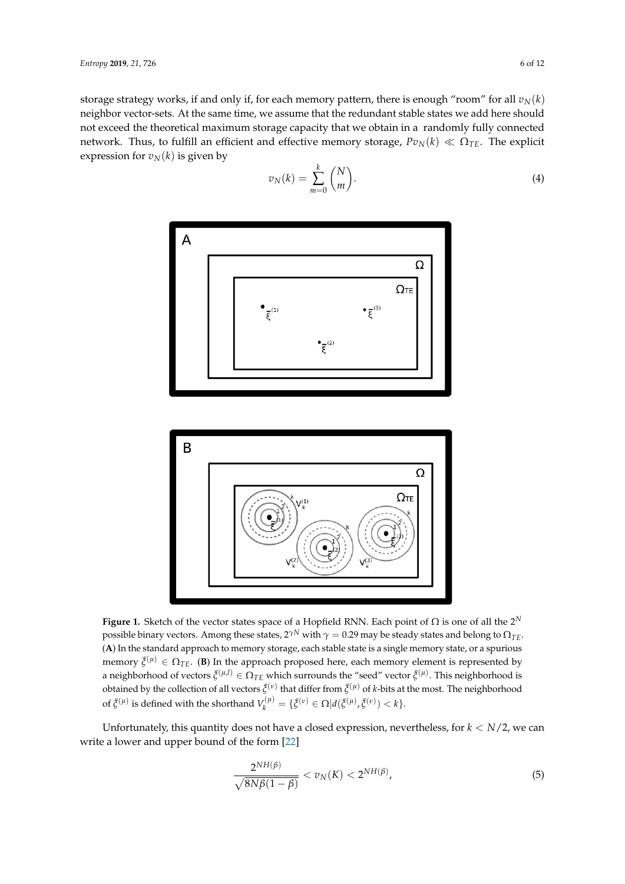storage strategy works, if and only if, for each memory pattern, there is enough "room" for all $v_N(k)$ neighbor vector-sets. At the same time, we assume that the redundant stable states we add here should not exceed the theoretical maximum storage capacity that we obtain in a randomly fully connected network. Thus, to fulfill an efficient and effective memory storage, $Pv_N(k) \ll \Omega_{TE}$. The explicit expression for $v_N(k)$ is given by

$$v_N(k) = \sum_{m=0}^{k} \binom{N}{m}. \tag{4}$$

A

$\Omega$

$\Omega_{TE}$

$\bar{\xi}^{(1)}$ $\bar{\xi}^{(3)}$ $\bar{\xi}^{(2)}$

B

$\Omega$

$\Omega_{TE}$

$V_k^{(1)}$ $V_k^{(2)}$ $V_k^{(3)}$

k 2 1 $\bar{\xi}^{(1)}$ $\bar{\xi}^{(2)}$ $\bar{\xi}^{(3)}$

**Figure 1.** Sketch of the vector states space of a Hopfield RNN. Each point of $\Omega$ is one of all the $2^N$ possible binary vectors. Among these states, $2^{\gamma N}$ with $\gamma = 0.29$ may be steady states and belong to $\Omega_{TE}$. (**A**) In the standard approach to memory storage, each stable state is a single memory state, or a spurious memory $\bar{\xi}^{(\mu)} \in \Omega_{TE}$. (**B**) In the approach proposed here, each memory element is represented by a neighborhood of vectors $\bar{\xi}^{(\mu,l)} \in \Omega_{TE}$ which surrounds the "seed" vector $\bar{\xi}^{(\mu)}$. This neighborhood is obtained by the collection of all vectors $\bar{\xi}^{(\nu)}$ that differ from $\bar{\xi}^{(\mu)}$ of $k$-bits at the most. The neighborhood of $\bar{\xi}^{(\mu)}$ is defined with the shorthand $V_k^{(\mu)} = \{\bar{\xi}^{(\nu)} \in \Omega | d(\bar{\xi}^{(\mu)}, \bar{\xi}^{(\nu)}) < k\}$.

Unfortunately, this quantity does not have a closed expression, nevertheless, for $k < N/2$, we can write a lower and upper bound of the form [22]

$$\frac{2^{NH(\beta)}}{\sqrt{8N\beta(1-\beta)}} < v_N(K) < 2^{NH(\beta)}, \tag{5}$$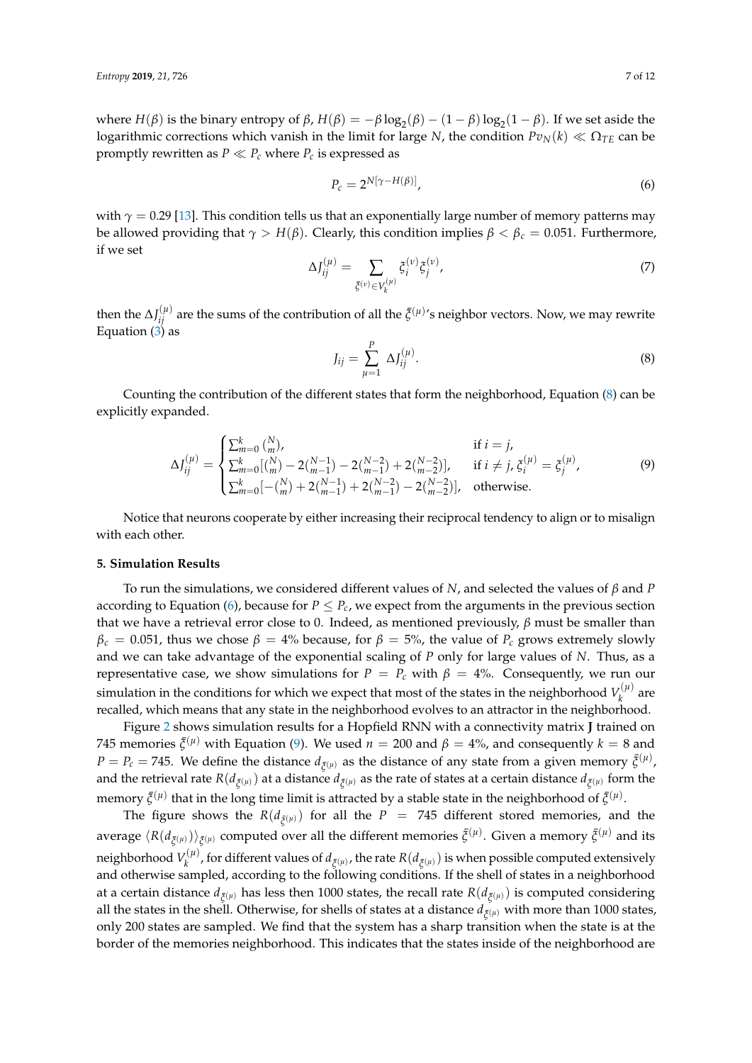where $H(\beta)$ is the binary entropy of $\beta$, $H(\beta) = -\beta \log_2(\beta) - (1-\beta)\log_2(1-\beta)$. If we set aside the logarithmic corrections which vanish in the limit for large $N$, the condition $Pv_N(k) \ll \Omega_{TE}$ can be promptly rewritten as $P \ll P_c$ where $P_c$ is expressed as

$$P_c = 2^{N[\gamma - H(\beta)]}, \tag{6}$$

with $\gamma = 0.29$ [13]. This condition tells us that an exponentially large number of memory patterns may be allowed providing that $\gamma > H(\beta)$. Clearly, this condition implies $\beta < \beta_c = 0.051$. Furthermore, if we set

$$\Delta J_{ij}^{(\mu)} = \sum_{\xi^{(\nu)} \in V_k^{(\mu)}} \xi_i^{(\nu)} \xi_j^{(\nu)}, \tag{7}$$

then the $\Delta J_{ij}^{(\mu)}$ are the sums of the contribution of all the $\xi^{(\mu)}$'s neighbor vectors. Now, we may rewrite Equation (3) as

$$J_{ij} = \sum_{\mu=1}^{P} \Delta J_{ij}^{(\mu)}. \tag{8}$$

Counting the contribution of the different states that form the neighborhood, Equation (8) can be explicitly expanded.

$$\Delta J_{ij}^{(\mu)} = \begin{cases} \sum_{m=0}^{k} \binom{N}{m}, & \text{if } i = j, \\ \sum_{m=0}^{k} [\binom{N}{m} - 2\binom{N-1}{m-1} - 2\binom{N-2}{m-1} + 2\binom{N-2}{m-2}], & \text{if } i \neq j, \xi_i^{(\mu)} = \xi_j^{(\mu)}, \\ \sum_{m=0}^{k} [-\binom{N}{m} + 2\binom{N-1}{m-1} + 2\binom{N-2}{m-1} - 2\binom{N-2}{m-2}], & \text{otherwise.} \end{cases} \tag{9}$$

Notice that neurons cooperate by either increasing their reciprocal tendency to align or to misalign with each other.

## 5. Simulation Results

To run the simulations, we considered different values of $N$, and selected the values of $\beta$ and $P$ according to Equation (6), because for $P \leq P_c$, we expect from the arguments in the previous section that we have a retrieval error close to 0. Indeed, as mentioned previously, $\beta$ must be smaller than $\beta_c = 0.051$, thus we chose $\beta = 4\%$ because, for $\beta = 5\%$, the value of $P_c$ grows extremely slowly and we can take advantage of the exponential scaling of $P$ only for large values of $N$. Thus, as a representative case, we show simulations for $P = P_c$ with $\beta = 4\%$. Consequently, we run our simulation in the conditions for which we expect that most of the states in the neighborhood $V_k^{(\mu)}$ are recalled, which means that any state in the neighborhood evolves to an attractor in the neighborhood.

Figure 2 shows simulation results for a Hopfield RNN with a connectivity matrix $\mathbf{J}$ trained on 745 memories $\xi^{(\mu)}$ with Equation (9). We used $n = 200$ and $\beta = 4\%$, and consequently $k = 8$ and $P = P_c = 745$. We define the distance $d_{\xi^{(\mu)}}$ as the distance of any state from a given memory $\xi^{(\mu)}$, and the retrieval rate $R(d_{\xi^{(\mu)}})$ at a distance $d_{\xi^{(\mu)}}$ as the rate of states at a certain distance $d_{\xi^{(\mu)}}$ form the memory $\xi^{(\mu)}$ that in the long time limit is attracted by a stable state in the neighborhood of $\xi^{(\mu)}$.

The figure shows the $R(d_{\xi^{(\mu)}})$ for all the $P = 745$ different stored memories, and the average $\langle R(d_{\xi^{(\mu)}}) \rangle_{\xi^{(\mu)}}$ computed over all the different memories $\xi^{(\mu)}$. Given a memory $\xi^{(\mu)}$ and its neighborhood $V_k^{(\mu)}$, for different values of $d_{\xi^{(\mu)}}$, the rate $R(d_{\xi^{(\mu)}})$ is when possible computed extensively and otherwise sampled, according to the following conditions. If the shell of states in a neighborhood at a certain distance $d_{\xi^{(\mu)}}$ has less then 1000 states, the recall rate $R(d_{\xi^{(\mu)}})$ is computed considering all the states in the shell. Otherwise, for shells of states at a distance $d_{\xi^{(\mu)}}$ with more than 1000 states, only 200 states are sampled. We find that the system has a sharp transition when the state is at the border of the memories neighborhood. This indicates that the states inside of the neighborhood are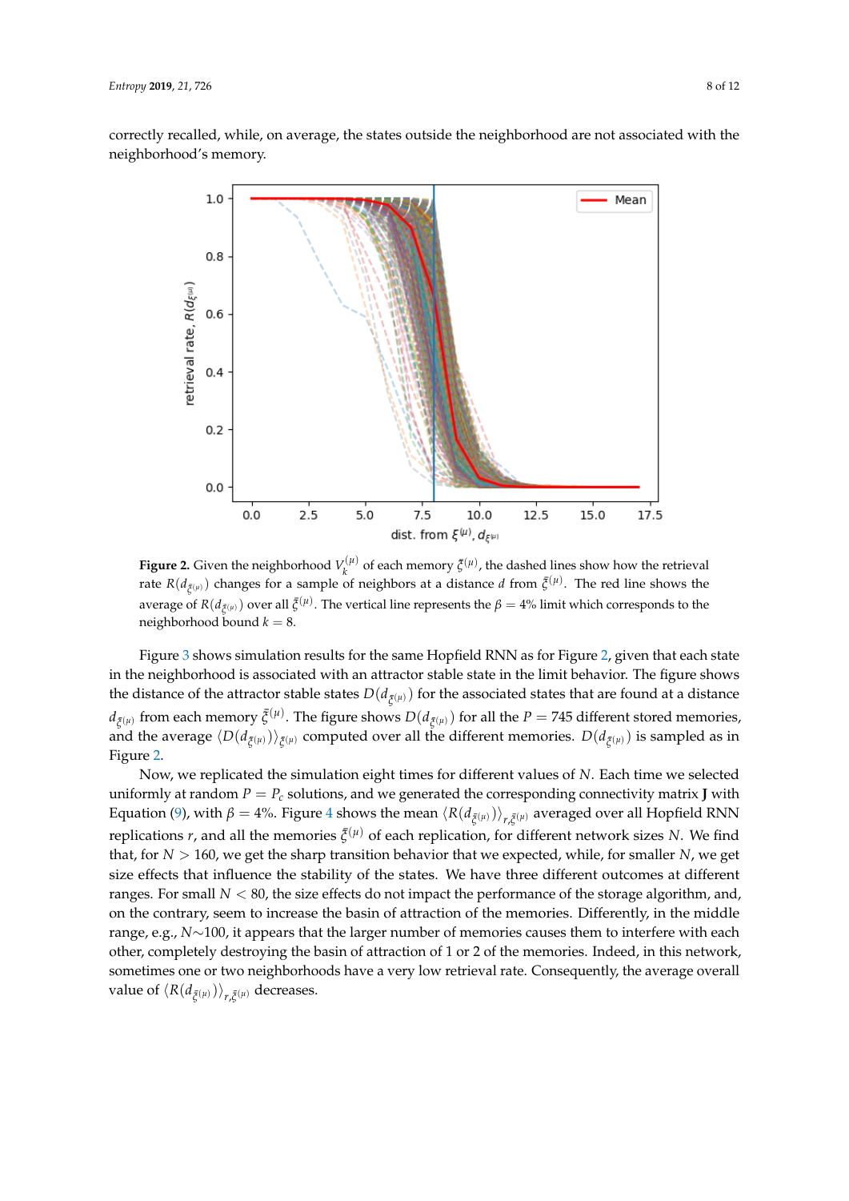correctly recalled, while, on average, the states outside the neighborhood are not associated with the neighborhood's memory.

Mean

1.0
0.8
0.6
0.4
0.2
0.0

retrieval rate, $R(d_{\bar{\xi}^{(\mu)}})$

0.0
2.5
5.0
7.5
10.0
12.5
15.0
17.5

dist. from $\xi^{(\mu)}$, $d_{\bar{\xi}^{(\mu)}}$

**Figure 2.** Given the neighborhood $V_k^{(\mu)}$ of each memory $\bar{\xi}^{(\mu)}$, the dashed lines show how the retrieval rate $R(d_{\bar{\xi}^{(\mu)}})$ changes for a sample of neighbors at a distance $d$ from $\bar{\xi}^{(\mu)}$. The red line shows the average of $R(d_{\bar{\xi}^{(\mu)}})$ over all $\bar{\xi}^{(\mu)}$. The vertical line represents the $\beta = 4\%$ limit which corresponds to the neighborhood bound $k = 8$.

Figure 3 shows simulation results for the same Hopfield RNN as for Figure 2, given that each state in the neighborhood is associated with an attractor stable state in the limit behavior. The figure shows the distance of the attractor stable states $D(d_{\bar{\xi}^{(\mu)}})$ for the associated states that are found at a distance $d_{\bar{\xi}^{(\mu)}}$ from each memory $\bar{\xi}^{(\mu)}$. The figure shows $D(d_{\bar{\xi}^{(\mu)}})$ for all the $P = 745$ different stored memories, and the average $\langle D(d_{\bar{\xi}^{(\mu)}}) \rangle_{\bar{\xi}^{(\mu)}}$ computed over all the different memories. $D(d_{\bar{\xi}^{(\mu)}})$ is sampled as in Figure 2.

Now, we replicated the simulation eight times for different values of $N$. Each time we selected uniformly at random $P = P_c$ solutions, and we generated the corresponding connectivity matrix $\mathbf{J}$ with Equation (9), with $\beta = 4\%$. Figure 4 shows the mean $\langle R(d_{\bar{\xi}^{(\mu)}}) \rangle_{r,\bar{\xi}^{(\mu)}}$ averaged over all Hopfield RNN replications $r$, and all the memories $\bar{\xi}^{(\mu)}$ of each replication, for different network sizes $N$. We find that, for $N > 160$, we get the sharp transition behavior that we expected, while, for smaller $N$, we get size effects that influence the stability of the states. We have three different outcomes at different ranges. For small $N < 80$, the size effects do not impact the performance of the storage algorithm, and, on the contrary, seem to increase the basin of attraction of the memories. Differently, in the middle range, e.g., $N \sim 100$, it appears that the larger number of memories causes them to interfere with each other, completely destroying the basin of attraction of 1 or 2 of the memories. Indeed, in this network, sometimes one or two neighborhoods have a very low retrieval rate. Consequently, the average overall value of $\langle R(d_{\bar{\xi}^{(\mu)}}) \rangle_{r,\bar{\xi}^{(\mu)}}$ decreases.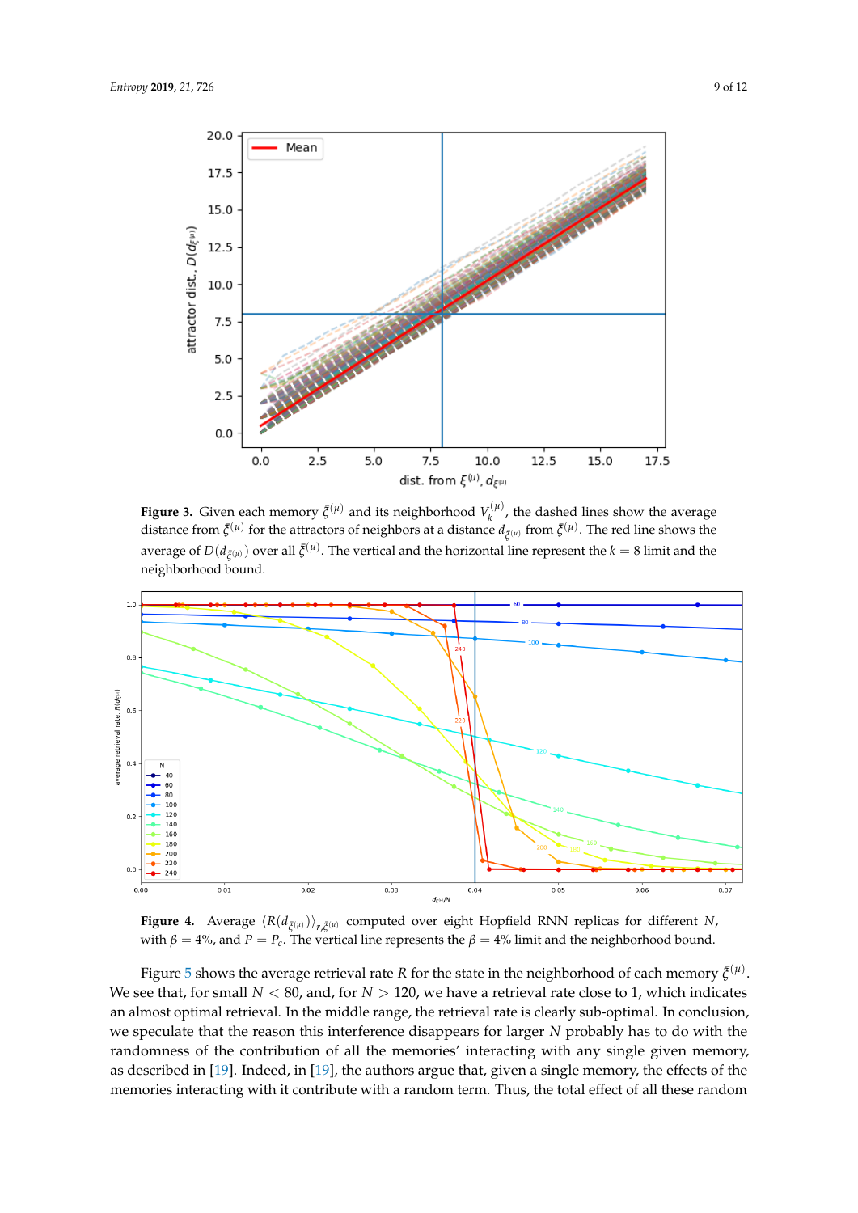Mean

20.0
17.5
15.0
12.5
10.0
7.5
5.0
2.5
0.0

attractor dist., $D(d_{\xi^{(\mu)}})$

0.0 2.5 5.0 7.5 10.0 12.5 15.0 17.5

dist. from $\xi^{(\mu)}$, $d_{\xi^{(\mu)}}$

**Figure 3.** Given each memory $\bar{\xi}^{(\mu)}$ and its neighborhood $V_k^{(\mu)}$, the dashed lines show the average distance from $\bar{\xi}^{(\mu)}$ for the attractors of neighbors at a distance $d_{\bar{\xi}^{(\mu)}}$ from $\bar{\xi}^{(\mu)}$. The red line shows the average of $D(d_{\bar{\xi}^{(\mu)}})$ over all $\bar{\xi}^{(\mu)}$. The vertical and the horizontal line represent the $k = 8$ limit and the neighborhood bound.

1.0
0.8
0.6
0.4
0.2
0.0

average retrieval rate, $R(d_{\xi^{(\mu)}})$

0.00 0.01 0.02 0.03 0.04 0.05 0.06 0.07

$d_{\xi^{(\mu)}}/N$

N
40
60
80
100
120
140
160
180
200
220
240

60
80
100
120
140
160
180
200
220
240

**Figure 4.** Average $\langle R(d_{\bar{\xi}^{(\mu)}})\rangle_{r,\bar{\xi}^{(\mu)}}$ computed over eight Hopfield RNN replicas for different $N$, with $\beta = 4\%$, and $P = P_c$. The vertical line represents the $\beta = 4\%$ limit and the neighborhood bound.

Figure 5 shows the average retrieval rate $R$ for the state in the neighborhood of each memory $\bar{\xi}^{(\mu)}$. We see that, for small $N < 80$, and, for $N > 120$, we have a retrieval rate close to 1, which indicates an almost optimal retrieval. In the middle range, the retrieval rate is clearly sub-optimal. In conclusion, we speculate that the reason this interference disappears for larger $N$ probably has to do with the randomness of the contribution of all the memories' interacting with any single given memory, as described in [19]. Indeed, in [19], the authors argue that, given a single memory, the effects of the memories interacting with it contribute with a random term. Thus, the total effect of all these random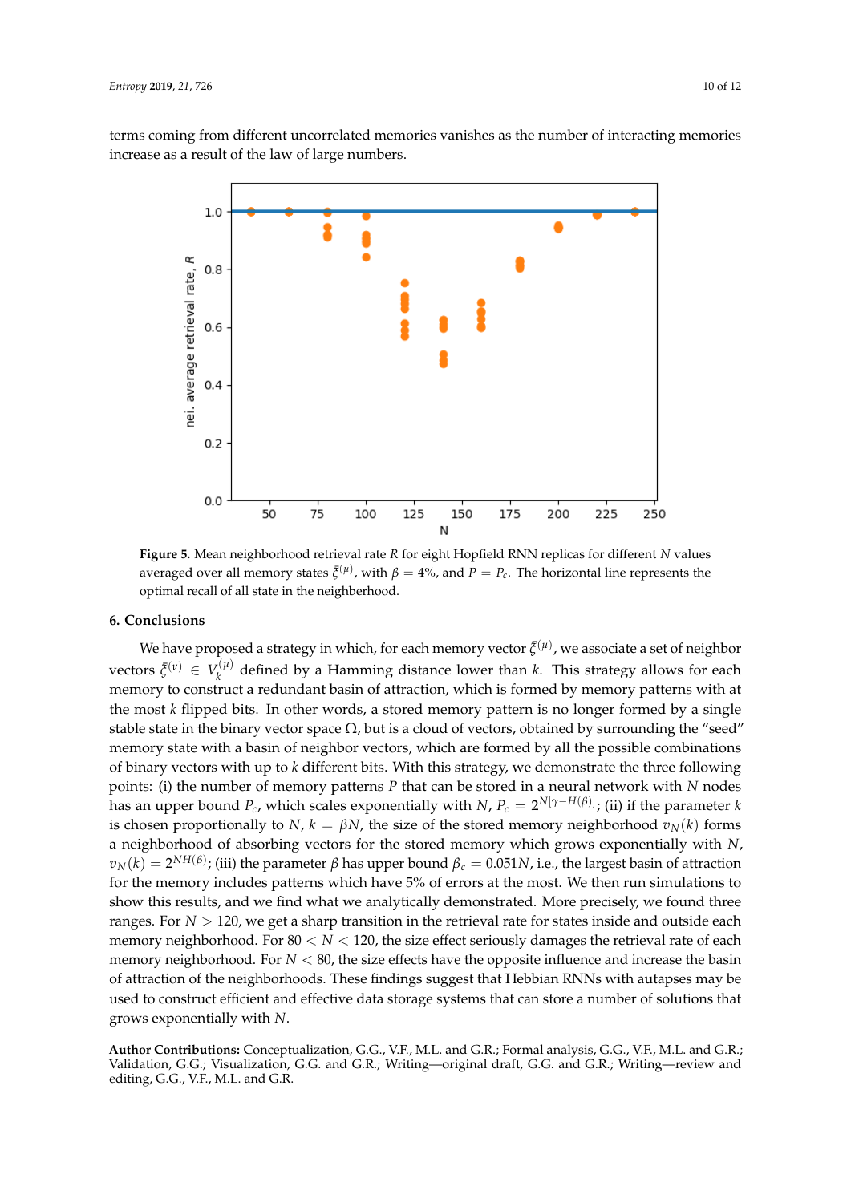terms coming from different uncorrelated memories vanishes as the number of interacting memories increase as a result of the law of large numbers.

nei. average retrieval rate, R

1.0
0.8
0.6
0.4
0.2
0.0

50 75 100 125 150 175 200 225 250

N

**Figure 5.** Mean neighborhood retrieval rate $R$ for eight Hopfield RNN replicas for different $N$ values averaged over all memory states $\xi^{(\mu)}$, with $\beta = 4\%$, and $P = P_c$. The horizontal line represents the optimal recall of all state in the neighborhood.

## 6. Conclusions

We have proposed a strategy in which, for each memory vector $\xi^{(\mu)}$, we associate a set of neighbor vectors $\xi^{(\nu)} \in V_k^{(\mu)}$ defined by a Hamming distance lower than $k$. This strategy allows for each memory to construct a redundant basin of attraction, which is formed by memory patterns with at the most $k$ flipped bits. In other words, a stored memory pattern is no longer formed by a single stable state in the binary vector space $\Omega$, but is a cloud of vectors, obtained by surrounding the "seed" memory state with a basin of neighbor vectors, which are formed by all the possible combinations of binary vectors with up to $k$ different bits. With this strategy, we demonstrate the three following points: (i) the number of memory patterns $P$ that can be stored in a neural network with $N$ nodes has an upper bound $P_c$, which scales exponentially with $N$, $P_c = 2^{N[\gamma - H(\beta)]}$; (ii) if the parameter $k$ is chosen proportionally to $N$, $k = \beta N$, the size of the stored memory neighborhood $v_N(k)$ forms a neighborhood of absorbing vectors for the stored memory which grows exponentially with $N$, $v_N(k) = 2^{NH(\beta)}$; (iii) the parameter $\beta$ has upper bound $\beta_c = 0.051N$, i.e., the largest basin of attraction for the memory includes patterns which have 5% of errors at the most. We then run simulations to show this results, and we find what we analytically demonstrated. More precisely, we found three ranges. For $N > 120$, we get a sharp transition in the retrieval rate for states inside and outside each memory neighborhood. For $80 < N < 120$, the size effect seriously damages the retrieval rate of each memory neighborhood. For $N < 80$, the size effects have the opposite influence and increase the basin of attraction of the neighborhoods. These findings suggest that Hebbian RNNs with autapses may be used to construct efficient and effective data storage systems that can store a number of solutions that grows exponentially with $N$.

**Author Contributions:** Conceptualization, G.G., V.F., M.L. and G.R.; Formal analysis, G.G., V.F., M.L. and G.R.; Validation, G.G.; Visualization, G.G. and G.R.; Writing—original draft, G.G. and G.R.; Writing—review and editing, G.G., V.F., M.L. and G.R.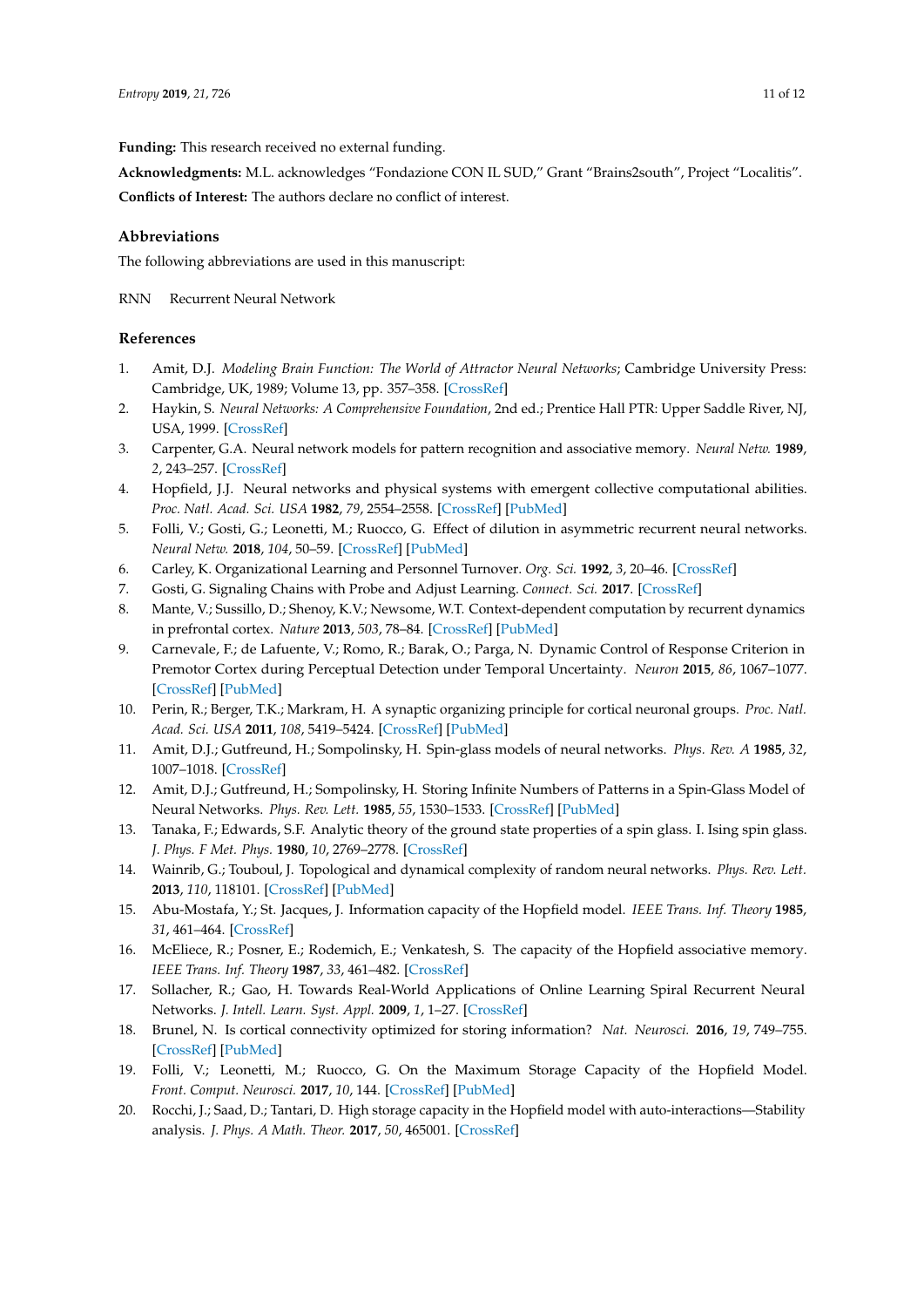**Funding:** This research received no external funding.

**Acknowledgments:** M.L. acknowledges "Fondazione CON IL SUD," Grant "Brains2south", Project "Localitis".

**Conflicts of Interest:** The authors declare no conflict of interest.

## Abbreviations

The following abbreviations are used in this manuscript:

RNN Recurrent Neural Network

## References

1. Amit, D.J. *Modeling Brain Function: The World of Attractor Neural Networks*; Cambridge University Press: Cambridge, UK, 1989; Volume 13, pp. 357–358. [CrossRef]
2. Haykin, S. *Neural Networks: A Comprehensive Foundation*, 2nd ed.; Prentice Hall PTR: Upper Saddle River, NJ, USA, 1999. [CrossRef]
3. Carpenter, G.A. Neural network models for pattern recognition and associative memory. *Neural Netw.* **1989**, *2*, 243–257. [CrossRef]
4. Hopfield, J.J. Neural networks and physical systems with emergent collective computational abilities. *Proc. Natl. Acad. Sci. USA* **1982**, *79*, 2554–2558. [CrossRef] [PubMed]
5. Folli, V.; Gosti, G.; Leonetti, M.; Ruocco, G. Effect of dilution in asymmetric recurrent neural networks. *Neural Netw.* **2018**, *104*, 50–59. [CrossRef] [PubMed]
6. Carley, K. Organizational Learning and Personnel Turnover. *Org. Sci.* **1992**, *3*, 20–46. [CrossRef]
7. Gosti, G. Signaling Chains with Probe and Adjust Learning. *Connect. Sci.* **2017**. [CrossRef]
8. Mante, V.; Sussillo, D.; Shenoy, K.V.; Newsome, W.T. Context-dependent computation by recurrent dynamics in prefrontal cortex. *Nature* **2013**, *503*, 78–84. [CrossRef] [PubMed]
9. Carnevale, F.; de Lafuente, V.; Romo, R.; Barak, O.; Parga, N. Dynamic Control of Response Criterion in Premotor Cortex during Perceptual Detection under Temporal Uncertainty. *Neuron* **2015**, *86*, 1067–1077. [CrossRef] [PubMed]
10. Perin, R.; Berger, T.K.; Markram, H. A synaptic organizing principle for cortical neuronal groups. *Proc. Natl. Acad. Sci. USA* **2011**, *108*, 5419–5424. [CrossRef] [PubMed]
11. Amit, D.J.; Gutfreund, H.; Sompolinsky, H. Spin-glass models of neural networks. *Phys. Rev. A* **1985**, *32*, 1007–1018. [CrossRef]
12. Amit, D.J.; Gutfreund, H.; Sompolinsky, H. Storing Infinite Numbers of Patterns in a Spin-Glass Model of Neural Networks. *Phys. Rev. Lett.* **1985**, *55*, 1530–1533. [CrossRef] [PubMed]
13. Tanaka, F.; Edwards, S.F. Analytic theory of the ground state properties of a spin glass. I. Ising spin glass. *J. Phys. F Met. Phys.* **1980**, *10*, 2769–2778. [CrossRef]
14. Wainrib, G.; Touboul, J. Topological and dynamical complexity of random neural networks. *Phys. Rev. Lett.* **2013**, *110*, 118101. [CrossRef] [PubMed]
15. Abu-Mostafa, Y.; St. Jacques, J. Information capacity of the Hopfield model. *IEEE Trans. Inf. Theory* **1985**, *31*, 461–464. [CrossRef]
16. McEliece, R.; Posner, E.; Rodemich, E.; Venkatesh, S. The capacity of the Hopfield associative memory. *IEEE Trans. Inf. Theory* **1987**, *33*, 461–482. [CrossRef]
17. Sollacher, R.; Gao, H. Towards Real-World Applications of Online Learning Spiral Recurrent Neural Networks. *J. Intell. Learn. Syst. Appl.* **2009**, *1*, 1–27. [CrossRef]
18. Brunel, N. Is cortical connectivity optimized for storing information? *Nat. Neurosci.* **2016**, *19*, 749–755. [CrossRef] [PubMed]
19. Folli, V.; Leonetti, M.; Ruocco, G. On the Maximum Storage Capacity of the Hopfield Model. *Front. Comput. Neurosci.* **2017**, *10*, 144. [CrossRef] [PubMed]
20. Rocchi, J.; Saad, D.; Tantari, D. High storage capacity in the Hopfield model with auto-interactions—Stability analysis. *J. Phys. A Math. Theor.* **2017**, *50*, 465001. [CrossRef]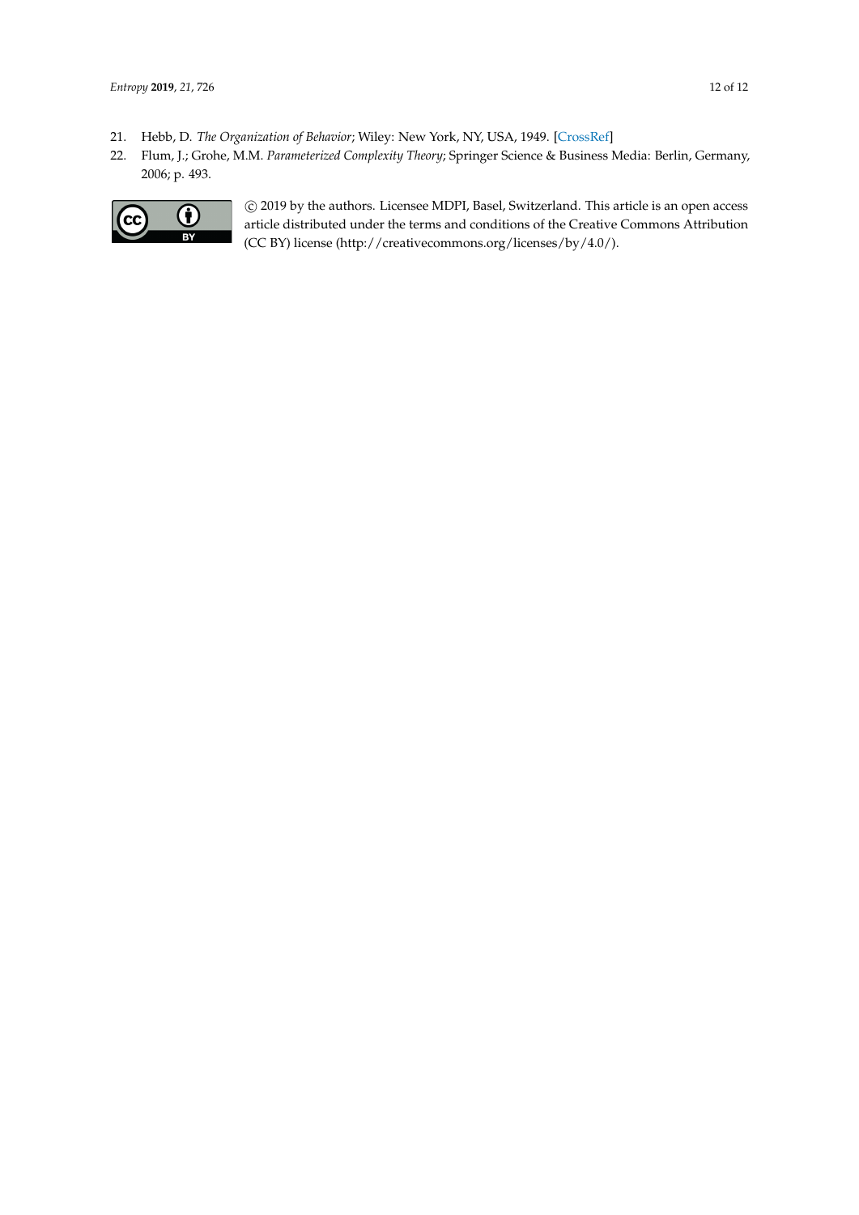21. Hebb, D. *The Organization of Behavior*; Wiley: New York, NY, USA, 1949. [CrossRef]
22. Flum, J.; Grohe, M.M. *Parameterized Complexity Theory*; Springer Science & Business Media: Berlin, Germany, 2006; p. 493.

© 2019 by the authors. Licensee MDPI, Basel, Switzerland. This article is an open access article distributed under the terms and conditions of the Creative Commons Attribution (CC BY) license (http://creativecommons.org/licenses/by/4.0/).